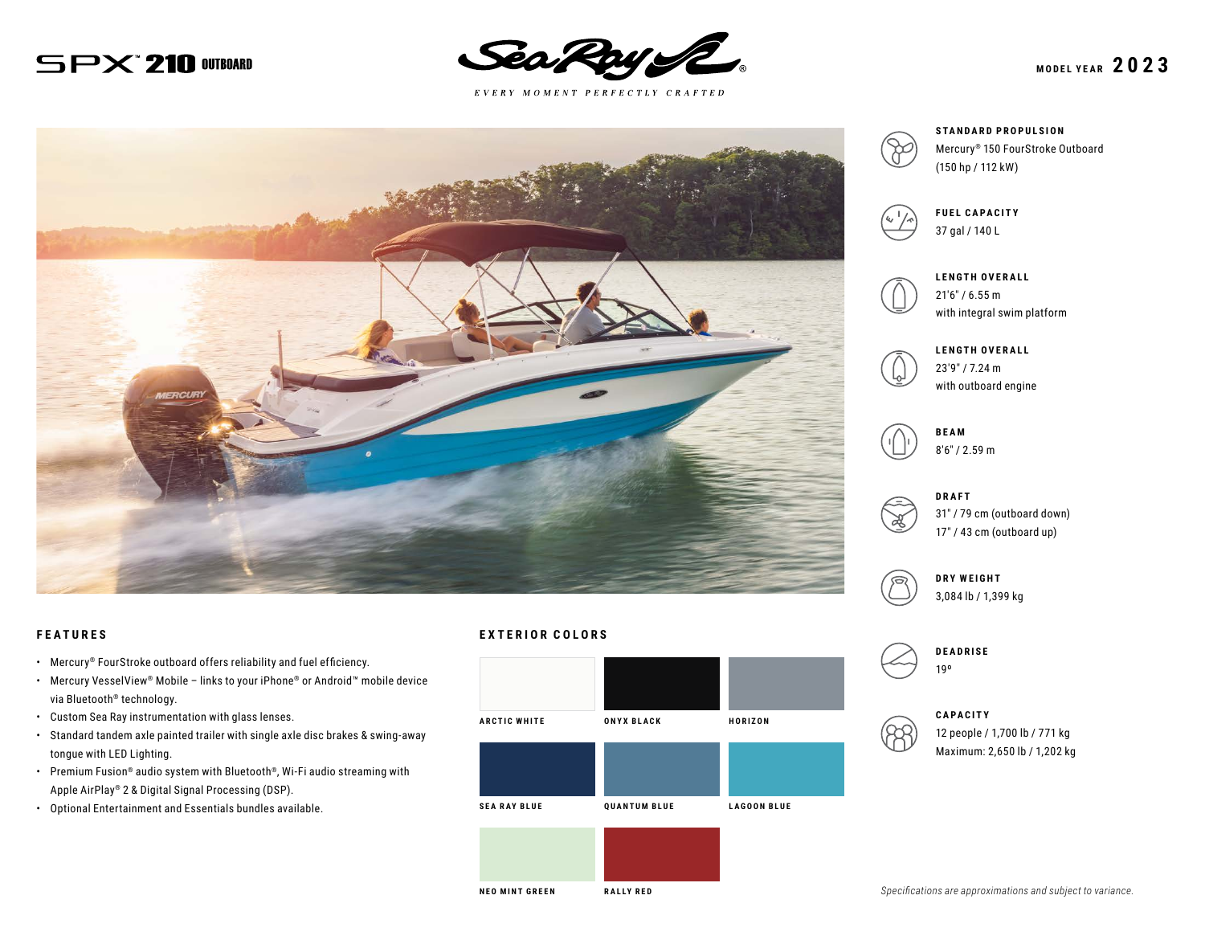# SPX™ 210 OUTBOARD

Sea Ray®

*EVERY MOMENT PERFECTLY CRAFTED*

MODEL YEAR **2023**

**STANDARD PROPULSION**
Mercury® 150 FourStroke Outboard
(150 hp / 112 kW)

**FUEL CAPACITY**
37 gal / 140 L

**LENGTH OVERALL**
21'6" / 6.55 m
with integral swim platform

**LENGTH OVERALL**
23'9" / 7.24 m
with outboard engine

**BEAM**
8'6" / 2.59 m

**DRAFT**
31" / 79 cm (outboard down)
17" / 43 cm (outboard up)

**DRY WEIGHT**
3,084 lb / 1,399 kg

**DEADRISE**
19º

**CAPACITY**
12 people / 1,700 lb / 771 kg
Maximum: 2,650 lb / 1,202 kg

## FEATURES

- Mercury® FourStroke outboard offers reliability and fuel efficiency.
- Mercury VesselView® Mobile – links to your iPhone® or Android™ mobile device via Bluetooth® technology.
- Custom Sea Ray instrumentation with glass lenses.
- Standard tandem axle painted trailer with single axle disc brakes & swing-away tongue with LED Lighting.
- Premium Fusion® audio system with Bluetooth®, Wi-Fi audio streaming with Apple AirPlay® 2 & Digital Signal Processing (DSP).
- Optional Entertainment and Essentials bundles available.

## EXTERIOR COLORS

- ARCTIC WHITE
- ONYX BLACK
- HORIZON
- SEA RAY BLUE
- QUANTUM BLUE
- LAGOON BLUE
- NEO MINT GREEN
- RALLY RED

*Specifications are approximations and subject to variance.*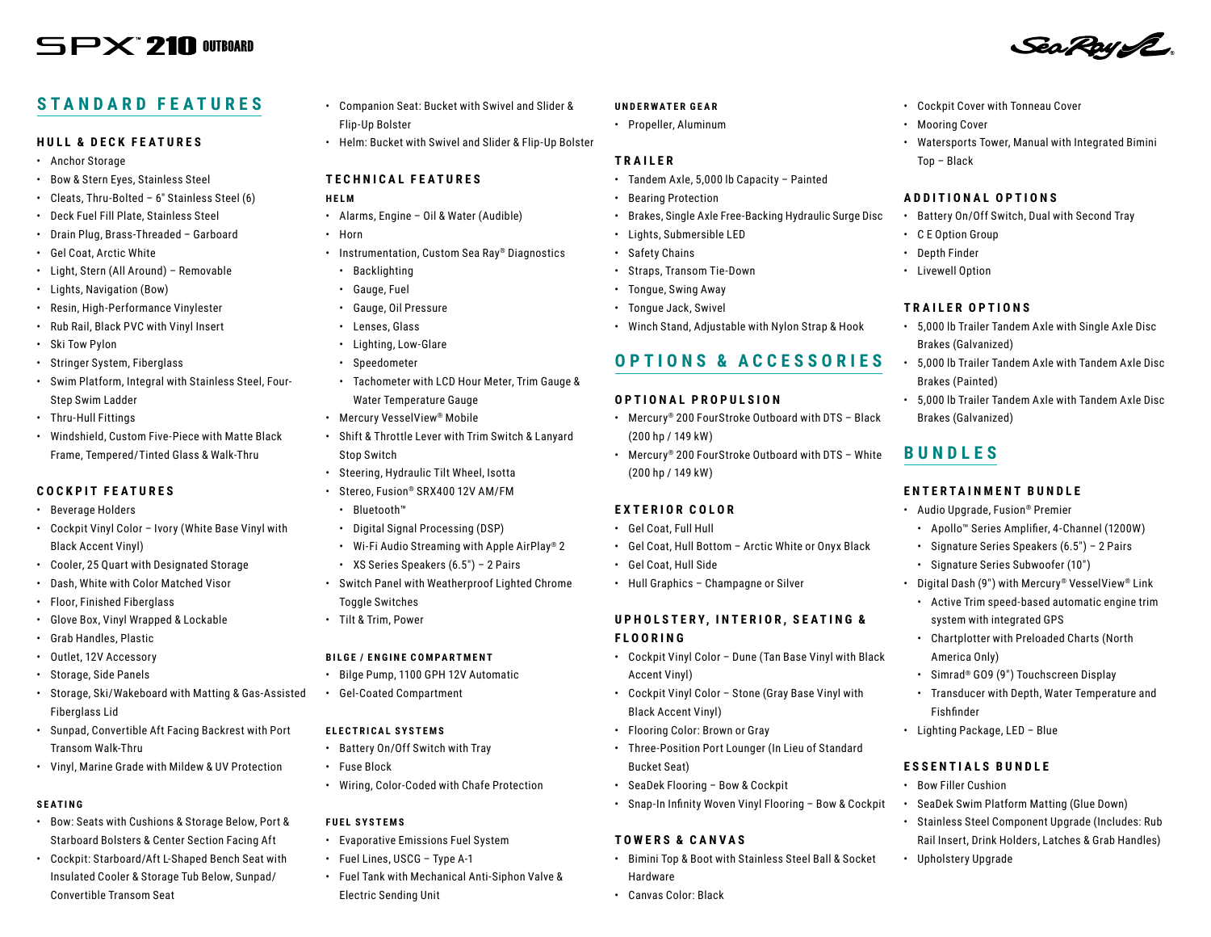# SPX™ 210 OUTBOARD

## STANDARD FEATURES

### HULL & DECK FEATURES

- Anchor Storage
- Bow & Stern Eyes, Stainless Steel
- Cleats, Thru-Bolted – 6" Stainless Steel (6)
- Deck Fuel Fill Plate, Stainless Steel
- Drain Plug, Brass-Threaded – Garboard
- Gel Coat, Arctic White
- Light, Stern (All Around) – Removable
- Lights, Navigation (Bow)
- Resin, High-Performance Vinylester
- Rub Rail, Black PVC with Vinyl Insert
- Ski Tow Pylon
- Stringer System, Fiberglass
- Swim Platform, Integral with Stainless Steel, Four-Step Swim Ladder
- Thru-Hull Fittings
- Windshield, Custom Five-Piece with Matte Black Frame, Tempered/Tinted Glass & Walk-Thru

### COCKPIT FEATURES

- Beverage Holders
- Cockpit Vinyl Color – Ivory (White Base Vinyl with Black Accent Vinyl)
- Cooler, 25 Quart with Designated Storage
- Dash, White with Color Matched Visor
- Floor, Finished Fiberglass
- Glove Box, Vinyl Wrapped & Lockable
- Grab Handles, Plastic
- Outlet, 12V Accessory
- Storage, Side Panels
- Storage, Ski/Wakeboard with Matting & Gas-Assisted Fiberglass Lid
- Sunpad, Convertible Aft Facing Backrest with Port Transom Walk-Thru
- Vinyl, Marine Grade with Mildew & UV Protection

#### SEATING

- Bow: Seats with Cushions & Storage Below, Port & Starboard Bolsters & Center Section Facing Aft
- Cockpit: Starboard/Aft L-Shaped Bench Seat with Insulated Cooler & Storage Tub Below, Sunpad/Convertible Transom Seat
- Companion Seat: Bucket with Swivel and Slider & Flip-Up Bolster
- Helm: Bucket with Swivel and Slider & Flip-Up Bolster

### TECHNICAL FEATURES

#### HELM

- Alarms, Engine – Oil & Water (Audible)
- Horn
- Instrumentation, Custom Sea Ray® Diagnostics
  - Backlighting
  - Gauge, Fuel
  - Gauge, Oil Pressure
  - Lenses, Glass
  - Lighting, Low-Glare
  - Speedometer
  - Tachometer with LCD Hour Meter, Trim Gauge & Water Temperature Gauge
- Mercury VesselView® Mobile
- Shift & Throttle Lever with Trim Switch & Lanyard Stop Switch
- Steering, Hydraulic Tilt Wheel, Isotta
- Stereo, Fusion® SRX400 12V AM/FM
  - Bluetooth™
  - Digital Signal Processing (DSP)
  - Wi-Fi Audio Streaming with Apple AirPlay® 2
  - XS Series Speakers (6.5") – 2 Pairs
- Switch Panel with Weatherproof Lighted Chrome Toggle Switches
- Tilt & Trim, Power

#### BILGE / ENGINE COMPARTMENT

- Bilge Pump, 1100 GPH 12V Automatic
- Gel-Coated Compartment

#### ELECTRICAL SYSTEMS

- Battery On/Off Switch with Tray
- Fuse Block
- Wiring, Color-Coded with Chafe Protection

#### FUEL SYSTEMS

- Evaporative Emissions Fuel System
- Fuel Lines, USCG – Type A-1
- Fuel Tank with Mechanical Anti-Siphon Valve & Electric Sending Unit

#### UNDERWATER GEAR

- Propeller, Aluminum

### TRAILER

- Tandem Axle, 5,000 lb Capacity – Painted
- Bearing Protection
- Brakes, Single Axle Free-Backing Hydraulic Surge Disc
- Lights, Submersible LED
- Safety Chains
- Straps, Transom Tie-Down
- Tongue, Swing Away
- Tongue Jack, Swivel
- Winch Stand, Adjustable with Nylon Strap & Hook

## OPTIONS & ACCESSORIES

### OPTIONAL PROPULSION

- Mercury® 200 FourStroke Outboard with DTS – Black (200 hp / 149 kW)
- Mercury® 200 FourStroke Outboard with DTS – White (200 hp / 149 kW)

### EXTERIOR COLOR

- Gel Coat, Full Hull
- Gel Coat, Hull Bottom – Arctic White or Onyx Black
- Gel Coat, Hull Side
- Hull Graphics – Champagne or Silver

### UPHOLSTERY, INTERIOR, SEATING & FLOORING

- Cockpit Vinyl Color – Dune (Tan Base Vinyl with Black Accent Vinyl)
- Cockpit Vinyl Color – Stone (Gray Base Vinyl with Black Accent Vinyl)
- Flooring Color: Brown or Gray
- Three-Position Port Lounger (In Lieu of Standard Bucket Seat)
- SeaDek Flooring – Bow & Cockpit
- Snap-In Infinity Woven Vinyl Flooring – Bow & Cockpit

### TOWERS & CANVAS

- Bimini Top & Boot with Stainless Steel Ball & Socket Hardware
- Canvas Color: Black
- Cockpit Cover with Tonneau Cover
- Mooring Cover
- Watersports Tower, Manual with Integrated Bimini Top – Black

### ADDITIONAL OPTIONS

- Battery On/Off Switch, Dual with Second Tray
- C E Option Group
- Depth Finder
- Livewell Option

### TRAILER OPTIONS

- 5,000 lb Trailer Tandem Axle with Single Axle Disc Brakes (Galvanized)
- 5,000 lb Trailer Tandem Axle with Tandem Axle Disc Brakes (Painted)
- 5,000 lb Trailer Tandem Axle with Tandem Axle Disc Brakes (Galvanized)

## BUNDLES

### ENTERTAINMENT BUNDLE

- Audio Upgrade, Fusion® Premier
  - Apollo™ Series Amplifier, 4-Channel (1200W)
  - Signature Series Speakers (6.5") – 2 Pairs
  - Signature Series Subwoofer (10")
- Digital Dash (9") with Mercury® VesselView® Link
  - Active Trim speed-based automatic engine trim system with integrated GPS
  - Chartplotter with Preloaded Charts (North America Only)
  - Simrad® GO9 (9") Touchscreen Display
  - Transducer with Depth, Water Temperature and Fishfinder
- Lighting Package, LED – Blue

### ESSENTIALS BUNDLE

- Bow Filler Cushion
- SeaDek Swim Platform Matting (Glue Down)
- Stainless Steel Component Upgrade (Includes: Rub Rail Insert, Drink Holders, Latches & Grab Handles)
- Upholstery Upgrade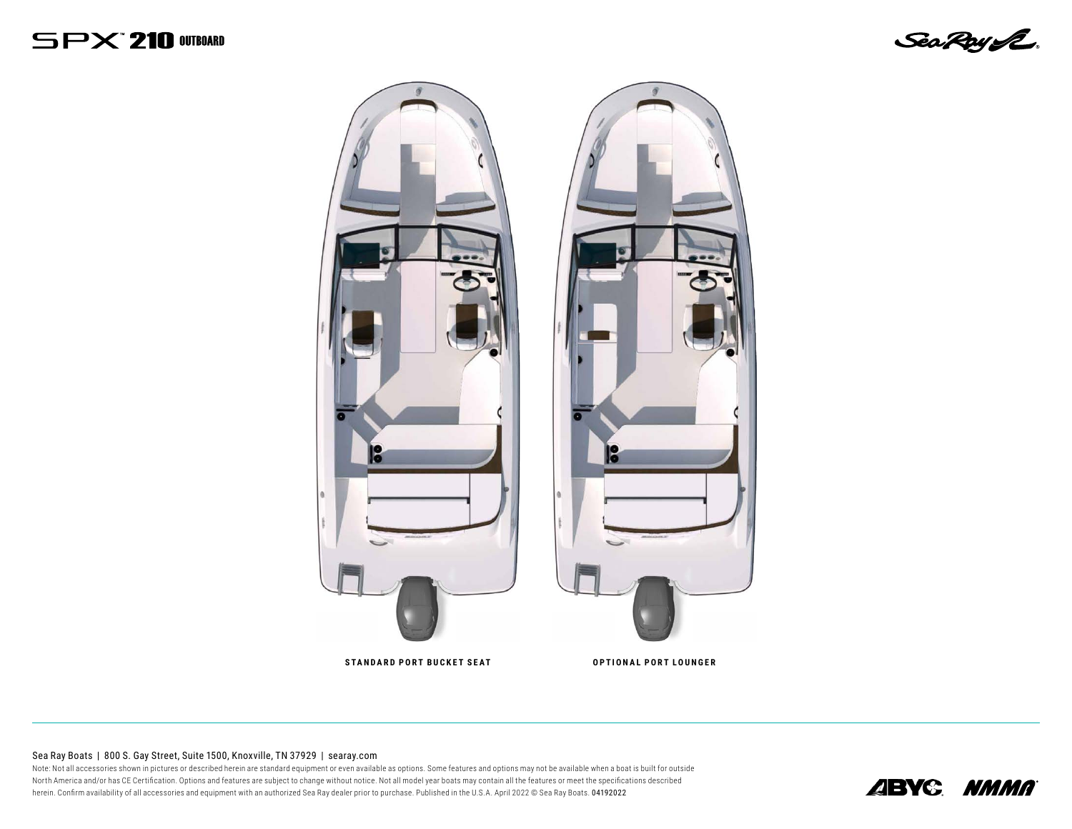# SPX™ 210 OUTBOARD

STANDARD PORT BUCKET SEAT

OPTIONAL PORT LOUNGER

Sea Ray Boats | 800 S. Gay Street, Suite 1500, Knoxville, TN 37929 | searay.com

Note: Not all accessories shown in pictures or described herein are standard equipment or even available as options. Some features and options may not be available when a boat is built for outside North America and/or has CE Certification. Options and features are subject to change without notice. Not all model year boats may contain all the features or meet the specifications described herein. Confirm availability of all accessories and equipment with an authorized Sea Ray dealer prior to purchase. Published in the U.S.A. April 2022 © Sea Ray Boats. 04192022